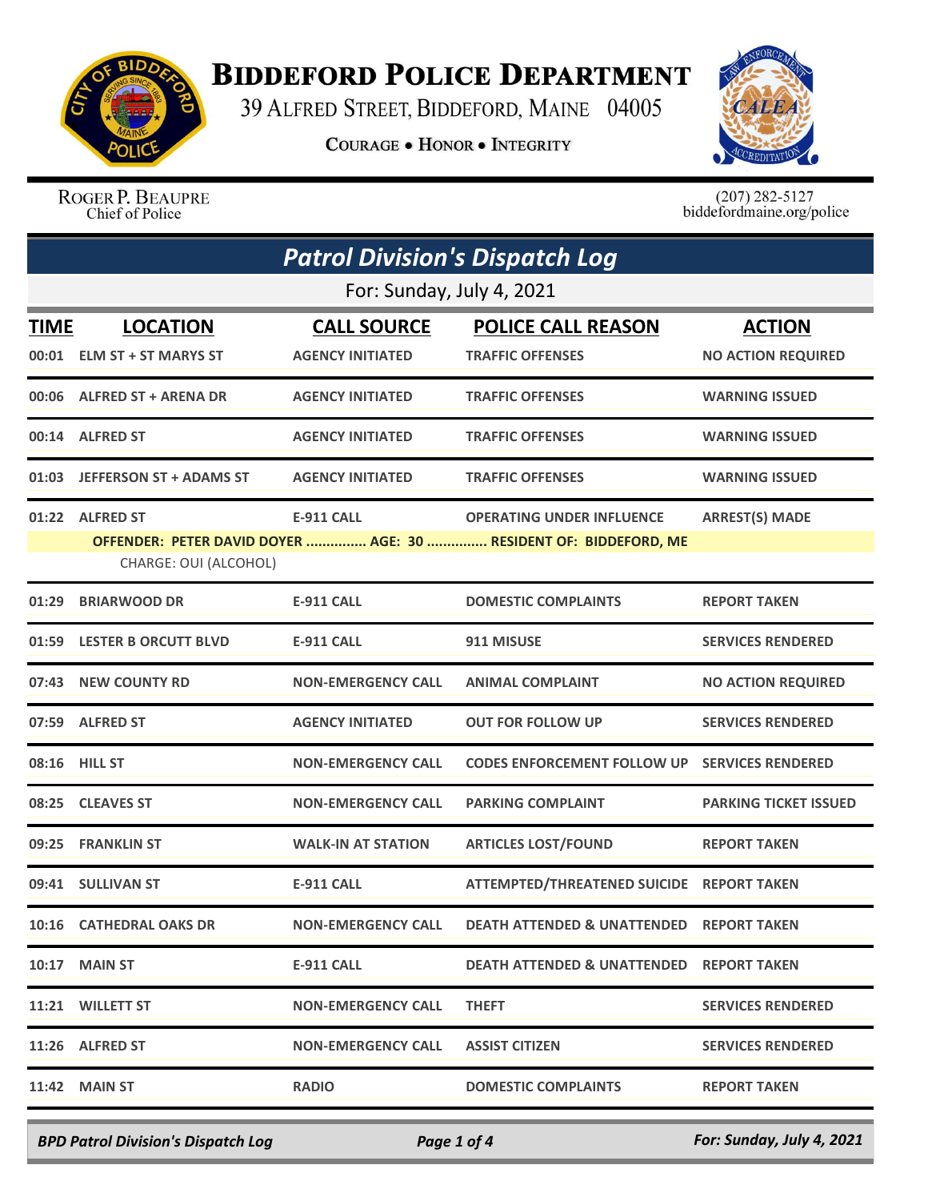# BIDDEFORD POLICE DEPARTMENT

39 ALFRED STREET, BIDDEFORD, MAINE 04005

COURAGE • HONOR • INTEGRITY

ROGER P. BEAUPRE
Chief of Police

(207) 282-5127
biddefordmaine.org/police

## *Patrol Division's Dispatch Log*

For: Sunday, July 4, 2021

| TIME | LOCATION | CALL SOURCE | POLICE CALL REASON | ACTION |
|---|---|---|---|---|
| 00:01 | ELM ST + ST MARYS ST | AGENCY INITIATED | TRAFFIC OFFENSES | NO ACTION REQUIRED |
| 00:06 | ALFRED ST + ARENA DR | AGENCY INITIATED | TRAFFIC OFFENSES | WARNING ISSUED |
| 00:14 | ALFRED ST | AGENCY INITIATED | TRAFFIC OFFENSES | WARNING ISSUED |
| 01:03 | JEFFERSON ST + ADAMS ST | AGENCY INITIATED | TRAFFIC OFFENSES | WARNING ISSUED |
| 01:22 | ALFRED ST | E-911 CALL | OPERATING UNDER INFLUENCE | ARREST(S) MADE |
| | OFFENDER: PETER DAVID DOYER ............... AGE: 30 ............... RESIDENT OF: BIDDEFORD, ME<br>CHARGE: OUI (ALCOHOL) | | | |
| 01:29 | BRIARWOOD DR | E-911 CALL | DOMESTIC COMPLAINTS | REPORT TAKEN |
| 01:59 | LESTER B ORCUTT BLVD | E-911 CALL | 911 MISUSE | SERVICES RENDERED |
| 07:43 | NEW COUNTY RD | NON-EMERGENCY CALL | ANIMAL COMPLAINT | NO ACTION REQUIRED |
| 07:59 | ALFRED ST | AGENCY INITIATED | OUT FOR FOLLOW UP | SERVICES RENDERED |
| 08:16 | HILL ST | NON-EMERGENCY CALL | CODES ENFORCEMENT FOLLOW UP | SERVICES RENDERED |
| 08:25 | CLEAVES ST | NON-EMERGENCY CALL | PARKING COMPLAINT | PARKING TICKET ISSUED |
| 09:25 | FRANKLIN ST | WALK-IN AT STATION | ARTICLES LOST/FOUND | REPORT TAKEN |
| 09:41 | SULLIVAN ST | E-911 CALL | ATTEMPTED/THREATENED SUICIDE | REPORT TAKEN |
| 10:16 | CATHEDRAL OAKS DR | NON-EMERGENCY CALL | DEATH ATTENDED & UNATTENDED | REPORT TAKEN |
| 10:17 | MAIN ST | E-911 CALL | DEATH ATTENDED & UNATTENDED | REPORT TAKEN |
| 11:21 | WILLETT ST | NON-EMERGENCY CALL | THEFT | SERVICES RENDERED |
| 11:26 | ALFRED ST | NON-EMERGENCY CALL | ASSIST CITIZEN | SERVICES RENDERED |
| 11:42 | MAIN ST | RADIO | DOMESTIC COMPLAINTS | REPORT TAKEN |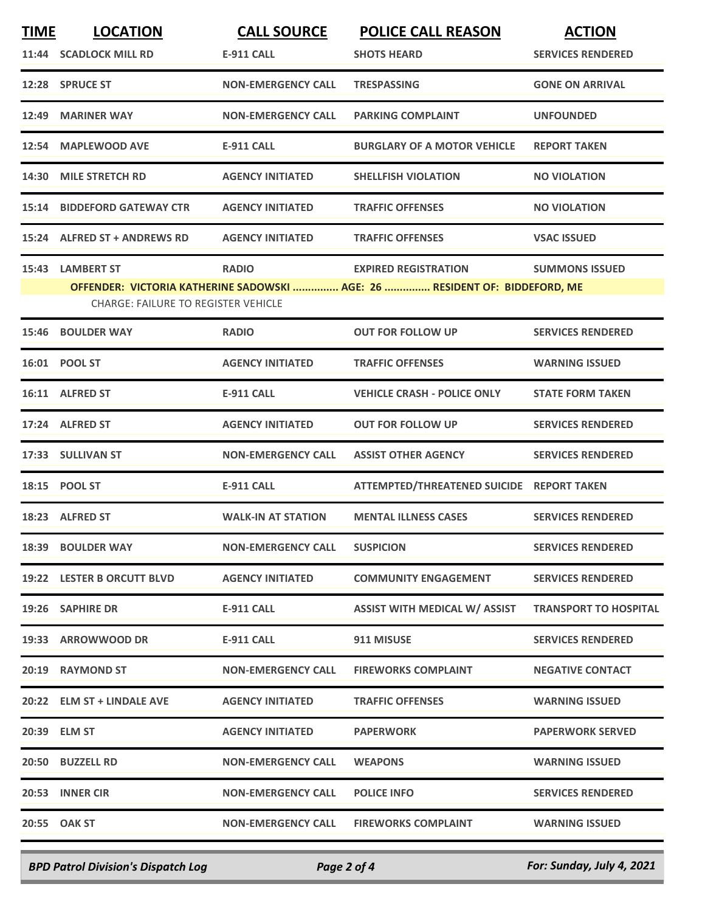| TIME | LOCATION | CALL SOURCE | POLICE CALL REASON | ACTION |
|---|---|---|---|---|
| 11:44 | SCADLOCK MILL RD | E-911 CALL | SHOTS HEARD | SERVICES RENDERED |
| 12:28 | SPRUCE ST | NON-EMERGENCY CALL | TRESPASSING | GONE ON ARRIVAL |
| 12:49 | MARINER WAY | NON-EMERGENCY CALL | PARKING COMPLAINT | UNFOUNDED |
| 12:54 | MAPLEWOOD AVE | E-911 CALL | BURGLARY OF A MOTOR VEHICLE | REPORT TAKEN |
| 14:30 | MILE STRETCH RD | AGENCY INITIATED | SHELLFISH VIOLATION | NO VIOLATION |
| 15:14 | BIDDEFORD GATEWAY CTR | AGENCY INITIATED | TRAFFIC OFFENSES | NO VIOLATION |
| 15:24 | ALFRED ST + ANDREWS RD | AGENCY INITIATED | TRAFFIC OFFENSES | VSAC ISSUED |
| 15:43 | LAMBERT ST | RADIO | EXPIRED REGISTRATION | SUMMONS ISSUED |
| | OFFENDER: VICTORIA KATHERINE SADOWSKI ............... AGE: 26 ............... RESIDENT OF: BIDDEFORD, ME | | | |
| | CHARGE: FAILURE TO REGISTER VEHICLE | | | |
| 15:46 | BOULDER WAY | RADIO | OUT FOR FOLLOW UP | SERVICES RENDERED |
| 16:01 | POOL ST | AGENCY INITIATED | TRAFFIC OFFENSES | WARNING ISSUED |
| 16:11 | ALFRED ST | E-911 CALL | VEHICLE CRASH - POLICE ONLY | STATE FORM TAKEN |
| 17:24 | ALFRED ST | AGENCY INITIATED | OUT FOR FOLLOW UP | SERVICES RENDERED |
| 17:33 | SULLIVAN ST | NON-EMERGENCY CALL | ASSIST OTHER AGENCY | SERVICES RENDERED |
| 18:15 | POOL ST | E-911 CALL | ATTEMPTED/THREATENED SUICIDE | REPORT TAKEN |
| 18:23 | ALFRED ST | WALK-IN AT STATION | MENTAL ILLNESS CASES | SERVICES RENDERED |
| 18:39 | BOULDER WAY | NON-EMERGENCY CALL | SUSPICION | SERVICES RENDERED |
| 19:22 | LESTER B ORCUTT BLVD | AGENCY INITIATED | COMMUNITY ENGAGEMENT | SERVICES RENDERED |
| 19:26 | SAPHIRE DR | E-911 CALL | ASSIST WITH MEDICAL W/ ASSIST | TRANSPORT TO HOSPITAL |
| 19:33 | ARROWWOOD DR | E-911 CALL | 911 MISUSE | SERVICES RENDERED |
| 20:19 | RAYMOND ST | NON-EMERGENCY CALL | FIREWORKS COMPLAINT | NEGATIVE CONTACT |
| 20:22 | ELM ST + LINDALE AVE | AGENCY INITIATED | TRAFFIC OFFENSES | WARNING ISSUED |
| 20:39 | ELM ST | AGENCY INITIATED | PAPERWORK | PAPERWORK SERVED |
| 20:50 | BUZZELL RD | NON-EMERGENCY CALL | WEAPONS | WARNING ISSUED |
| 20:53 | INNER CIR | NON-EMERGENCY CALL | POLICE INFO | SERVICES RENDERED |
| 20:55 | OAK ST | NON-EMERGENCY CALL | FIREWORKS COMPLAINT | WARNING ISSUED |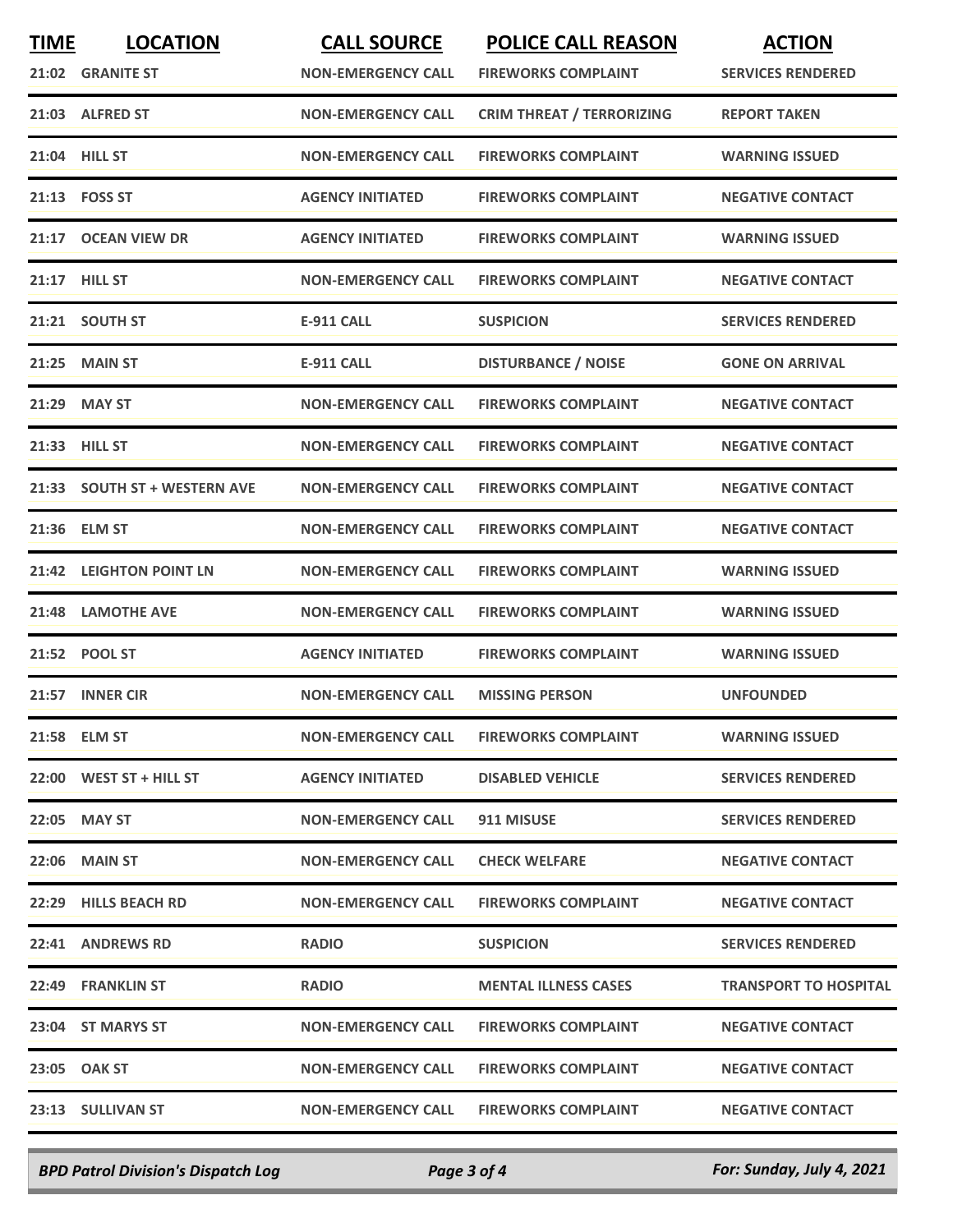| TIME | LOCATION | CALL SOURCE | POLICE CALL REASON | ACTION |
|---|---|---|---|---|
| 21:02 | GRANITE ST | NON-EMERGENCY CALL | FIREWORKS COMPLAINT | SERVICES RENDERED |
| 21:03 | ALFRED ST | NON-EMERGENCY CALL | CRIM THREAT / TERRORIZING | REPORT TAKEN |
| 21:04 | HILL ST | NON-EMERGENCY CALL | FIREWORKS COMPLAINT | WARNING ISSUED |
| 21:13 | FOSS ST | AGENCY INITIATED | FIREWORKS COMPLAINT | NEGATIVE CONTACT |
| 21:17 | OCEAN VIEW DR | AGENCY INITIATED | FIREWORKS COMPLAINT | WARNING ISSUED |
| 21:17 | HILL ST | NON-EMERGENCY CALL | FIREWORKS COMPLAINT | NEGATIVE CONTACT |
| 21:21 | SOUTH ST | E-911 CALL | SUSPICION | SERVICES RENDERED |
| 21:25 | MAIN ST | E-911 CALL | DISTURBANCE / NOISE | GONE ON ARRIVAL |
| 21:29 | MAY ST | NON-EMERGENCY CALL | FIREWORKS COMPLAINT | NEGATIVE CONTACT |
| 21:33 | HILL ST | NON-EMERGENCY CALL | FIREWORKS COMPLAINT | NEGATIVE CONTACT |
| 21:33 | SOUTH ST + WESTERN AVE | NON-EMERGENCY CALL | FIREWORKS COMPLAINT | NEGATIVE CONTACT |
| 21:36 | ELM ST | NON-EMERGENCY CALL | FIREWORKS COMPLAINT | NEGATIVE CONTACT |
| 21:42 | LEIGHTON POINT LN | NON-EMERGENCY CALL | FIREWORKS COMPLAINT | WARNING ISSUED |
| 21:48 | LAMOTHE AVE | NON-EMERGENCY CALL | FIREWORKS COMPLAINT | WARNING ISSUED |
| 21:52 | POOL ST | AGENCY INITIATED | FIREWORKS COMPLAINT | WARNING ISSUED |
| 21:57 | INNER CIR | NON-EMERGENCY CALL | MISSING PERSON | UNFOUNDED |
| 21:58 | ELM ST | NON-EMERGENCY CALL | FIREWORKS COMPLAINT | WARNING ISSUED |
| 22:00 | WEST ST + HILL ST | AGENCY INITIATED | DISABLED VEHICLE | SERVICES RENDERED |
| 22:05 | MAY ST | NON-EMERGENCY CALL | 911 MISUSE | SERVICES RENDERED |
| 22:06 | MAIN ST | NON-EMERGENCY CALL | CHECK WELFARE | NEGATIVE CONTACT |
| 22:29 | HILLS BEACH RD | NON-EMERGENCY CALL | FIREWORKS COMPLAINT | NEGATIVE CONTACT |
| 22:41 | ANDREWS RD | RADIO | SUSPICION | SERVICES RENDERED |
| 22:49 | FRANKLIN ST | RADIO | MENTAL ILLNESS CASES | TRANSPORT TO HOSPITAL |
| 23:04 | ST MARYS ST | NON-EMERGENCY CALL | FIREWORKS COMPLAINT | NEGATIVE CONTACT |
| 23:05 | OAK ST | NON-EMERGENCY CALL | FIREWORKS COMPLAINT | NEGATIVE CONTACT |
| 23:13 | SULLIVAN ST | NON-EMERGENCY CALL | FIREWORKS COMPLAINT | NEGATIVE CONTACT |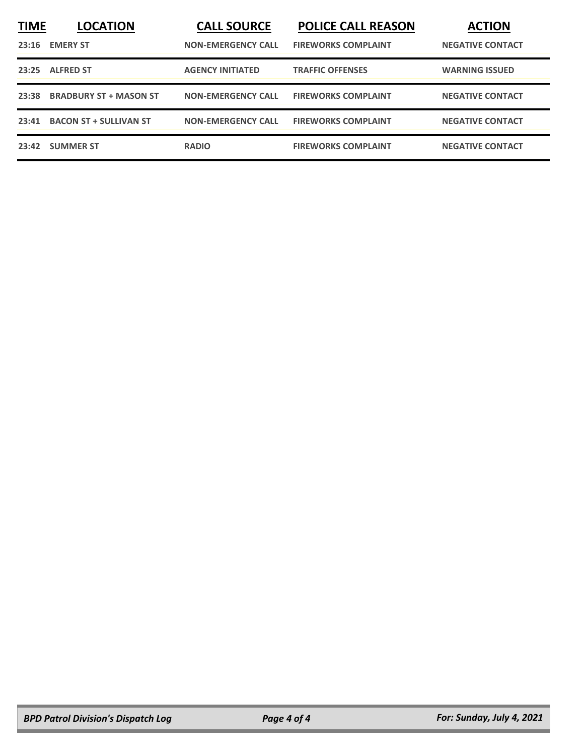| TIME | LOCATION | CALL SOURCE | POLICE CALL REASON | ACTION |
|---|---|---|---|---|
| 23:16 | EMERY ST | NON-EMERGENCY CALL | FIREWORKS COMPLAINT | NEGATIVE CONTACT |
| 23:25 | ALFRED ST | AGENCY INITIATED | TRAFFIC OFFENSES | WARNING ISSUED |
| 23:38 | BRADBURY ST + MASON ST | NON-EMERGENCY CALL | FIREWORKS COMPLAINT | NEGATIVE CONTACT |
| 23:41 | BACON ST + SULLIVAN ST | NON-EMERGENCY CALL | FIREWORKS COMPLAINT | NEGATIVE CONTACT |
| 23:42 | SUMMER ST | RADIO | FIREWORKS COMPLAINT | NEGATIVE CONTACT |